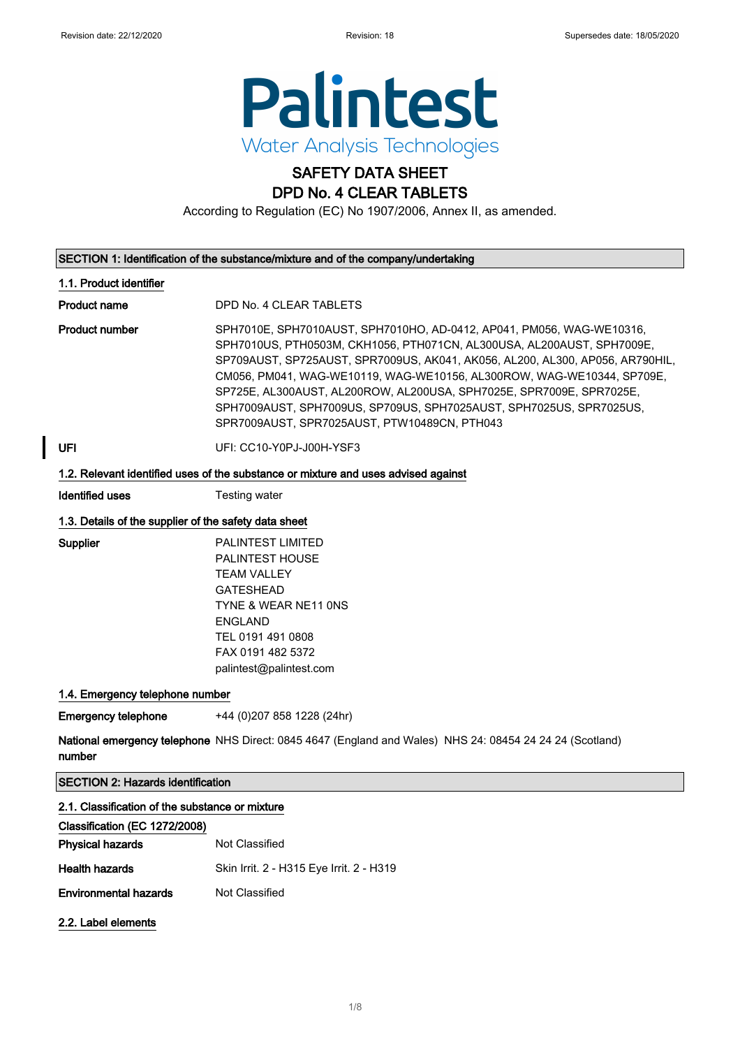Revision date: 22/12/2020 Revision: 18 Supersedes date: 18/05/2020

Palintest
Water Analysis Technologies

# SAFETY DATA SHEET
# DPD No. 4 CLEAR TABLETS

According to Regulation (EC) No 1907/2006, Annex II, as amended.

## SECTION 1: Identification of the substance/mixture and of the company/undertaking

### 1.1. Product identifier

| | |
|---|---|
| **Product name** | DPD No. 4 CLEAR TABLETS |
| **Product number** | SPH7010E, SPH7010AUST, SPH7010HO, AD-0412, AP041, PM056, WAG-WE10316, SPH7010US, PTH0503M, CKH1056, PTH071CN, AL300USA, AL200AUST, SPH7009E, SP709AUST, SP725AUST, SPR7009US, AK041, AK056, AL200, AL300, AP056, AR790HIL, CM056, PM041, WAG-WE10119, WAG-WE10156, AL300ROW, WAG-WE10344, SP709E, SP725E, AL300AUST, AL200ROW, AL200USA, SPH7025E, SPR7009E, SPR7025E, SPH7009AUST, SPH7009US, SP709US, SPH7025AUST, SPH7025US, SPR7025US, SPR7009AUST, SPR7025AUST, PTW10489CN, PTH043 |
| **UFI** | UFI: CC10-Y0PJ-J00H-YSF3 |

### 1.2. Relevant identified uses of the substance or mixture and uses advised against

| | |
|---|---|
| **Identified uses** | Testing water |

### 1.3. Details of the supplier of the safety data sheet

**Supplier**

PALINTEST LIMITED
PALINTEST HOUSE
TEAM VALLEY
GATESHEAD
TYNE & WEAR NE11 0NS
ENGLAND
TEL 0191 491 0808
FAX 0191 482 5372
palintest@palintest.com

### 1.4. Emergency telephone number

| | |
|---|---|
| **Emergency telephone** | +44 (0)207 858 1228 (24hr) |
| **National emergency telephone number** | NHS Direct: 0845 4647 (England and Wales) NHS 24: 08454 24 24 24 (Scotland) |

## SECTION 2: Hazards identification

### 2.1. Classification of the substance or mixture

**Classification (EC 1272/2008)**

| | |
|---|---|
| **Physical hazards** | Not Classified |
| **Health hazards** | Skin Irrit. 2 - H315 Eye Irrit. 2 - H319 |
| **Environmental hazards** | Not Classified |

### 2.2. Label elements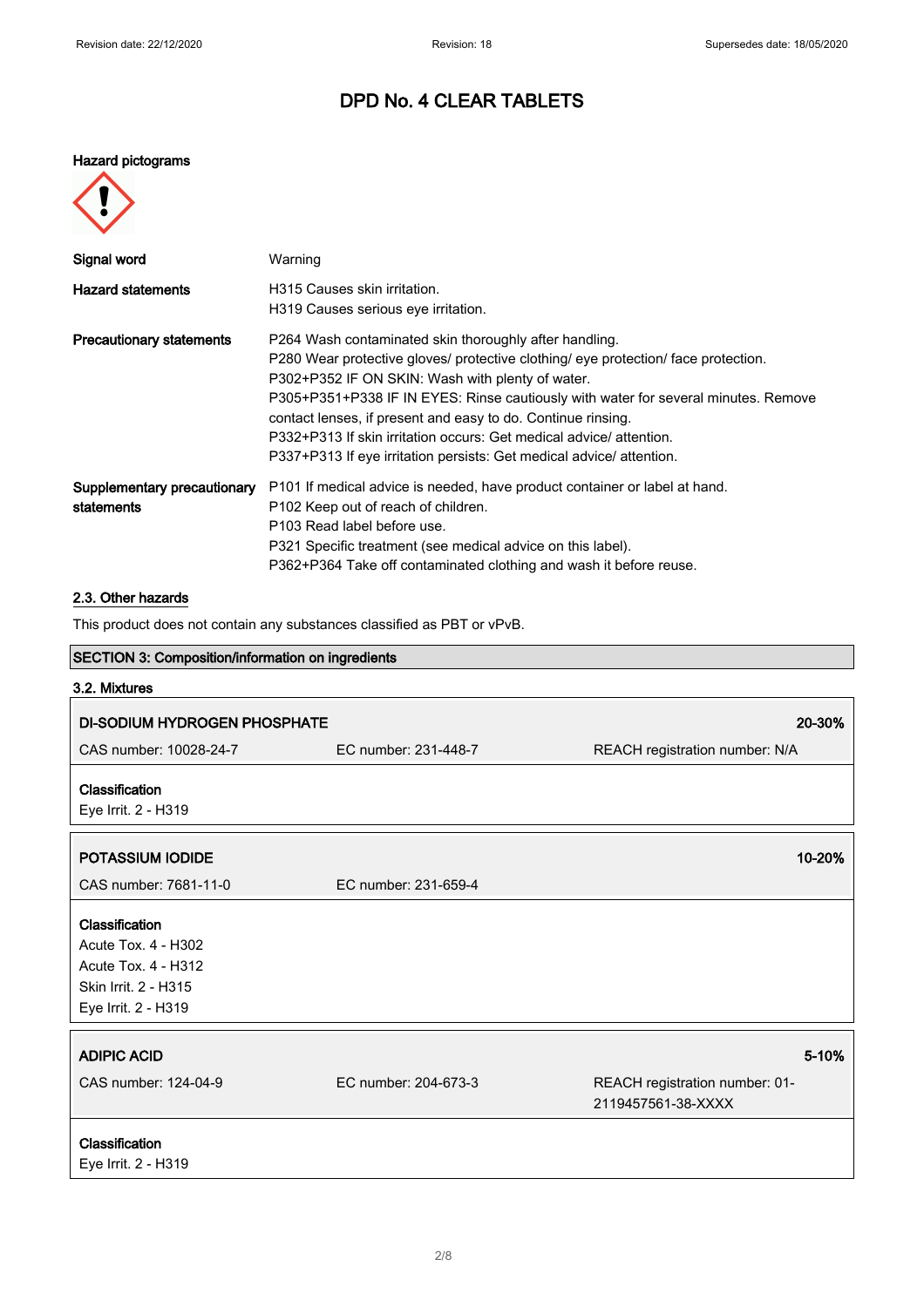# DPD No. 4 CLEAR TABLETS

**Hazard pictograms**

| | |
|---|---|
| **Signal word** | Warning |
| **Hazard statements** | H315 Causes skin irritation.<br>H319 Causes serious eye irritation. |
| **Precautionary statements** | P264 Wash contaminated skin thoroughly after handling.<br>P280 Wear protective gloves/ protective clothing/ eye protection/ face protection.<br>P302+P352 IF ON SKIN: Wash with plenty of water.<br>P305+P351+P338 IF IN EYES: Rinse cautiously with water for several minutes. Remove contact lenses, if present and easy to do. Continue rinsing.<br>P332+P313 If skin irritation occurs: Get medical advice/ attention.<br>P337+P313 If eye irritation persists: Get medical advice/ attention. |
| **Supplementary precautionary statements** | P101 If medical advice is needed, have product container or label at hand.<br>P102 Keep out of reach of children.<br>P103 Read label before use.<br>P321 Specific treatment (see medical advice on this label).<br>P362+P364 Take off contaminated clothing and wash it before reuse. |

## 2.3. Other hazards

This product does not contain any substances classified as PBT or vPvB.

## SECTION 3: Composition/information on ingredients

### 3.2. Mixtures

| **DI-SODIUM HYDROGEN PHOSPHATE** | | **20-30%** |
|---|---|---|
| CAS number: 10028-24-7 | EC number: 231-448-7 | REACH registration number: N/A |

**Classification**
Eye Irrit. 2 - H319

| **POTASSIUM IODIDE** | | **10-20%** |
|---|---|---|
| CAS number: 7681-11-0 | EC number: 231-659-4 | |

**Classification**
Acute Tox. 4 - H302
Acute Tox. 4 - H312
Skin Irrit. 2 - H315
Eye Irrit. 2 - H319

| **ADIPIC ACID** | | **5-10%** |
|---|---|---|
| CAS number: 124-04-9 | EC number: 204-673-3 | REACH registration number: 01-2119457561-38-XXXX |

**Classification**
Eye Irrit. 2 - H319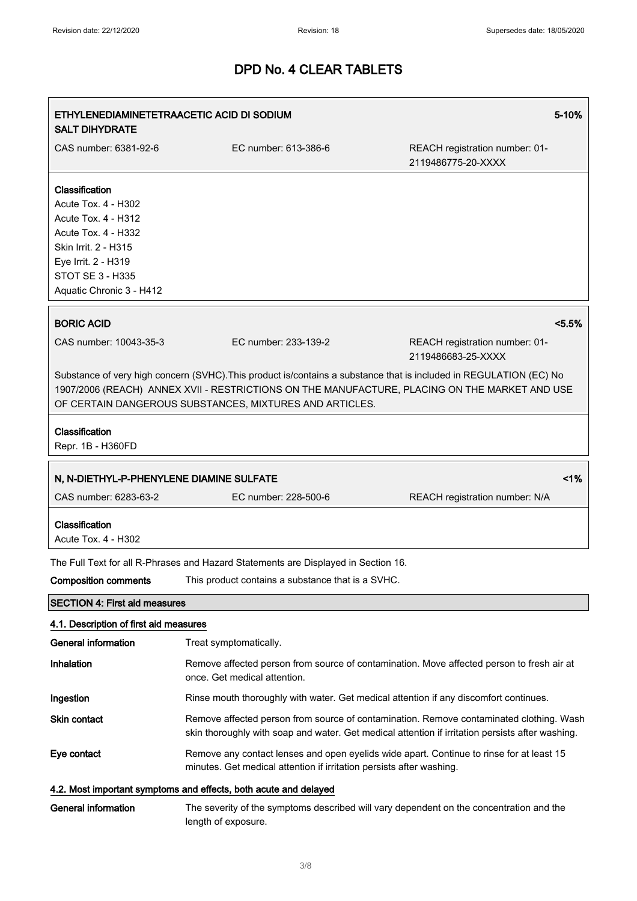# DPD No. 4 CLEAR TABLETS

| ETHYLENEDIAMINETETRAACETIC ACID DI SODIUM SALT DIHYDRATE | | 5-10% |
|---|---|---|
| CAS number: 6381-92-6 | EC number: 613-386-6 | REACH registration number: 01-2119486775-20-XXXX |

**Classification**
Acute Tox. 4 - H302
Acute Tox. 4 - H312
Acute Tox. 4 - H332
Skin Irrit. 2 - H315
Eye Irrit. 2 - H319
STOT SE 3 - H335
Aquatic Chronic 3 - H412

| BORIC ACID | | <5.5% |
|---|---|---|
| CAS number: 10043-35-3 | EC number: 233-139-2 | REACH registration number: 01-2119486683-25-XXXX |

Substance of very high concern (SVHC).This product is/contains a substance that is included in REGULATION (EC) No 1907/2006 (REACH) ANNEX XVII - RESTRICTIONS ON THE MANUFACTURE, PLACING ON THE MARKET AND USE OF CERTAIN DANGEROUS SUBSTANCES, MIXTURES AND ARTICLES.

**Classification**
Repr. 1B - H360FD

| N, N-DIETHYL-P-PHENYLENE DIAMINE SULFATE | | <1% |
|---|---|---|
| CAS number: 6283-63-2 | EC number: 228-500-6 | REACH registration number: N/A |

**Classification**
Acute Tox. 4 - H302

The Full Text for all R-Phrases and Hazard Statements are Displayed in Section 16.

**Composition comments** This product contains a substance that is a SVHC.

## SECTION 4: First aid measures

### 4.1. Description of first aid measures

**General information** Treat symptomatically.

**Inhalation** Remove affected person from source of contamination. Move affected person to fresh air at once. Get medical attention.

**Ingestion** Rinse mouth thoroughly with water. Get medical attention if any discomfort continues.

**Skin contact** Remove affected person from source of contamination. Remove contaminated clothing. Wash skin thoroughly with soap and water. Get medical attention if irritation persists after washing.

**Eye contact** Remove any contact lenses and open eyelids wide apart. Continue to rinse for at least 15 minutes. Get medical attention if irritation persists after washing.

### 4.2. Most important symptoms and effects, both acute and delayed

**General information** The severity of the symptoms described will vary dependent on the concentration and the length of exposure.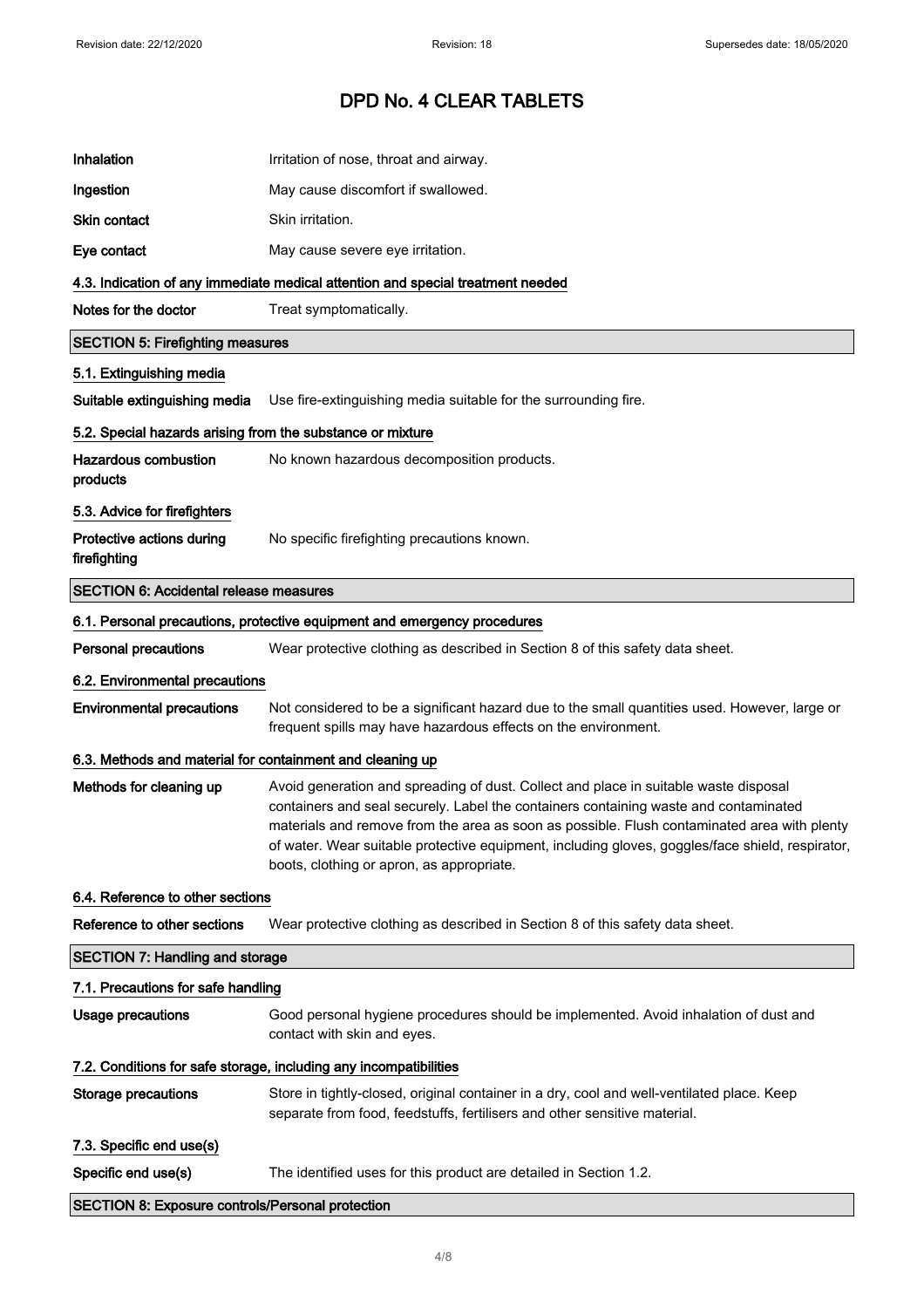| | |
|---|---|
| **Inhalation** | Irritation of nose, throat and airway. |
| **Ingestion** | May cause discomfort if swallowed. |
| **Skin contact** | Skin irritation. |
| **Eye contact** | May cause severe eye irritation. |

### 4.3. Indication of any immediate medical attention and special treatment needed

| | |
|---|---|
| **Notes for the doctor** | Treat symptomatically. |

## SECTION 5: Firefighting measures

### 5.1. Extinguishing media

| | |
|---|---|
| **Suitable extinguishing media** | Use fire-extinguishing media suitable for the surrounding fire. |

### 5.2. Special hazards arising from the substance or mixture

| | |
|---|---|
| **Hazardous combustion products** | No known hazardous decomposition products. |

### 5.3. Advice for firefighters

| | |
|---|---|
| **Protective actions during firefighting** | No specific firefighting precautions known. |

## SECTION 6: Accidental release measures

### 6.1. Personal precautions, protective equipment and emergency procedures

| | |
|---|---|
| **Personal precautions** | Wear protective clothing as described in Section 8 of this safety data sheet. |

### 6.2. Environmental precautions

| | |
|---|---|
| **Environmental precautions** | Not considered to be a significant hazard due to the small quantities used. However, large or frequent spills may have hazardous effects on the environment. |

### 6.3. Methods and material for containment and cleaning up

| | |
|---|---|
| **Methods for cleaning up** | Avoid generation and spreading of dust. Collect and place in suitable waste disposal containers and seal securely. Label the containers containing waste and contaminated materials and remove from the area as soon as possible. Flush contaminated area with plenty of water. Wear suitable protective equipment, including gloves, goggles/face shield, respirator, boots, clothing or apron, as appropriate. |

### 6.4. Reference to other sections

| | |
|---|---|
| **Reference to other sections** | Wear protective clothing as described in Section 8 of this safety data sheet. |

## SECTION 7: Handling and storage

### 7.1. Precautions for safe handling

| | |
|---|---|
| **Usage precautions** | Good personal hygiene procedures should be implemented. Avoid inhalation of dust and contact with skin and eyes. |

### 7.2. Conditions for safe storage, including any incompatibilities

| | |
|---|---|
| **Storage precautions** | Store in tightly-closed, original container in a dry, cool and well-ventilated place. Keep separate from food, feedstuffs, fertilisers and other sensitive material. |

### 7.3. Specific end use(s)

| | |
|---|---|
| **Specific end use(s)** | The identified uses for this product are detailed in Section 1.2. |

## SECTION 8: Exposure controls/Personal protection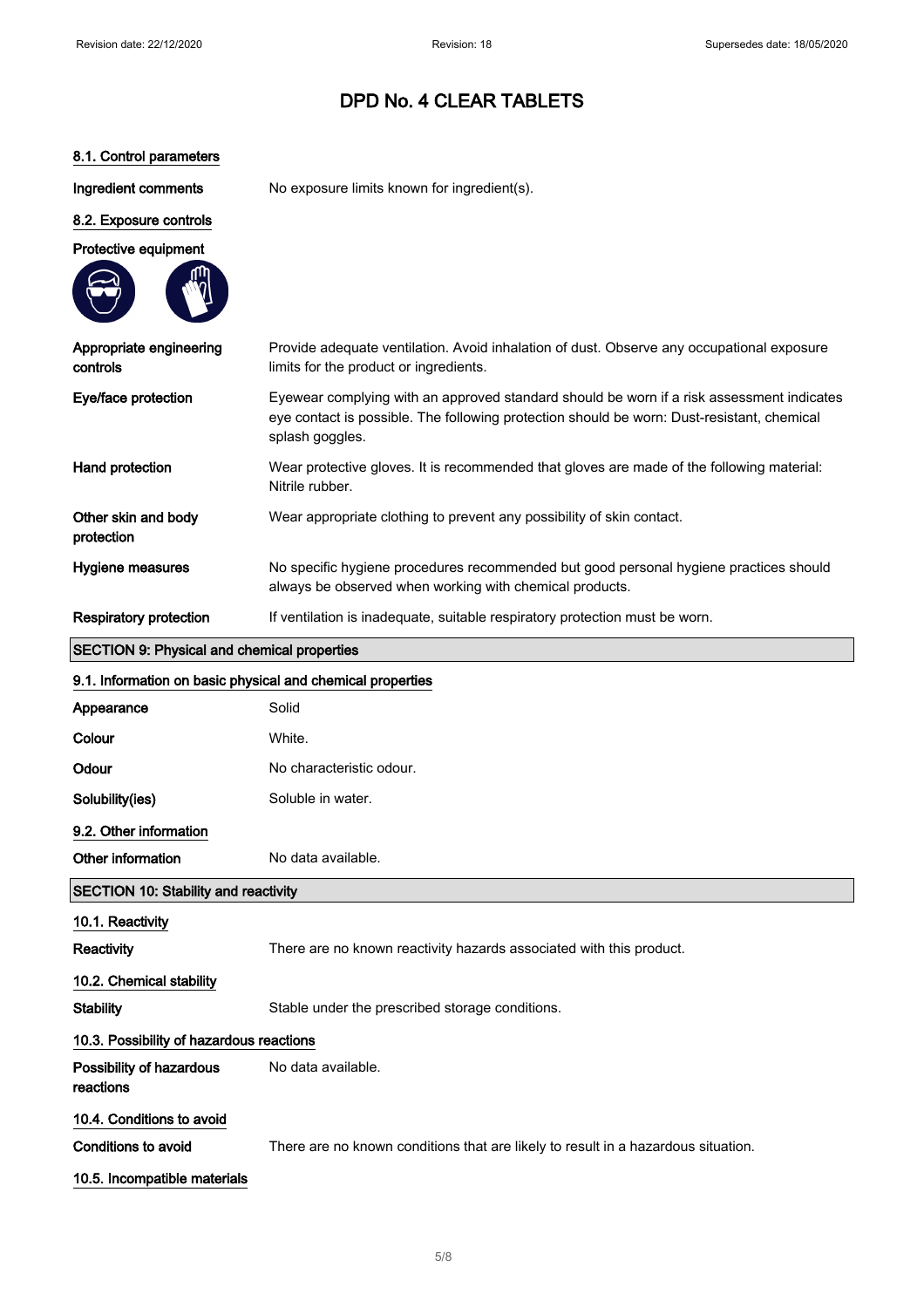# DPD No. 4 CLEAR TABLETS

### 8.1. Control parameters

**Ingredient comments** No exposure limits known for ingredient(s).

### 8.2. Exposure controls

**Protective equipment**

| | |
|---|---|
| **Appropriate engineering controls** | Provide adequate ventilation. Avoid inhalation of dust. Observe any occupational exposure limits for the product or ingredients. |
| **Eye/face protection** | Eyewear complying with an approved standard should be worn if a risk assessment indicates eye contact is possible. The following protection should be worn: Dust-resistant, chemical splash goggles. |
| **Hand protection** | Wear protective gloves. It is recommended that gloves are made of the following material: Nitrile rubber. |
| **Other skin and body protection** | Wear appropriate clothing to prevent any possibility of skin contact. |
| **Hygiene measures** | No specific hygiene procedures recommended but good personal hygiene practices should always be observed when working with chemical products. |
| **Respiratory protection** | If ventilation is inadequate, suitable respiratory protection must be worn. |

## SECTION 9: Physical and chemical properties

### 9.1. Information on basic physical and chemical properties

| | |
|---|---|
| **Appearance** | Solid |
| **Colour** | White. |
| **Odour** | No characteristic odour. |
| **Solubility(ies)** | Soluble in water. |

### 9.2. Other information

**Other information** No data available.

## SECTION 10: Stability and reactivity

### 10.1. Reactivity

**Reactivity** There are no known reactivity hazards associated with this product.

### 10.2. Chemical stability

**Stability** Stable under the prescribed storage conditions.

### 10.3. Possibility of hazardous reactions

**Possibility of hazardous reactions** No data available.

### 10.4. Conditions to avoid

**Conditions to avoid** There are no known conditions that are likely to result in a hazardous situation.

### 10.5. Incompatible materials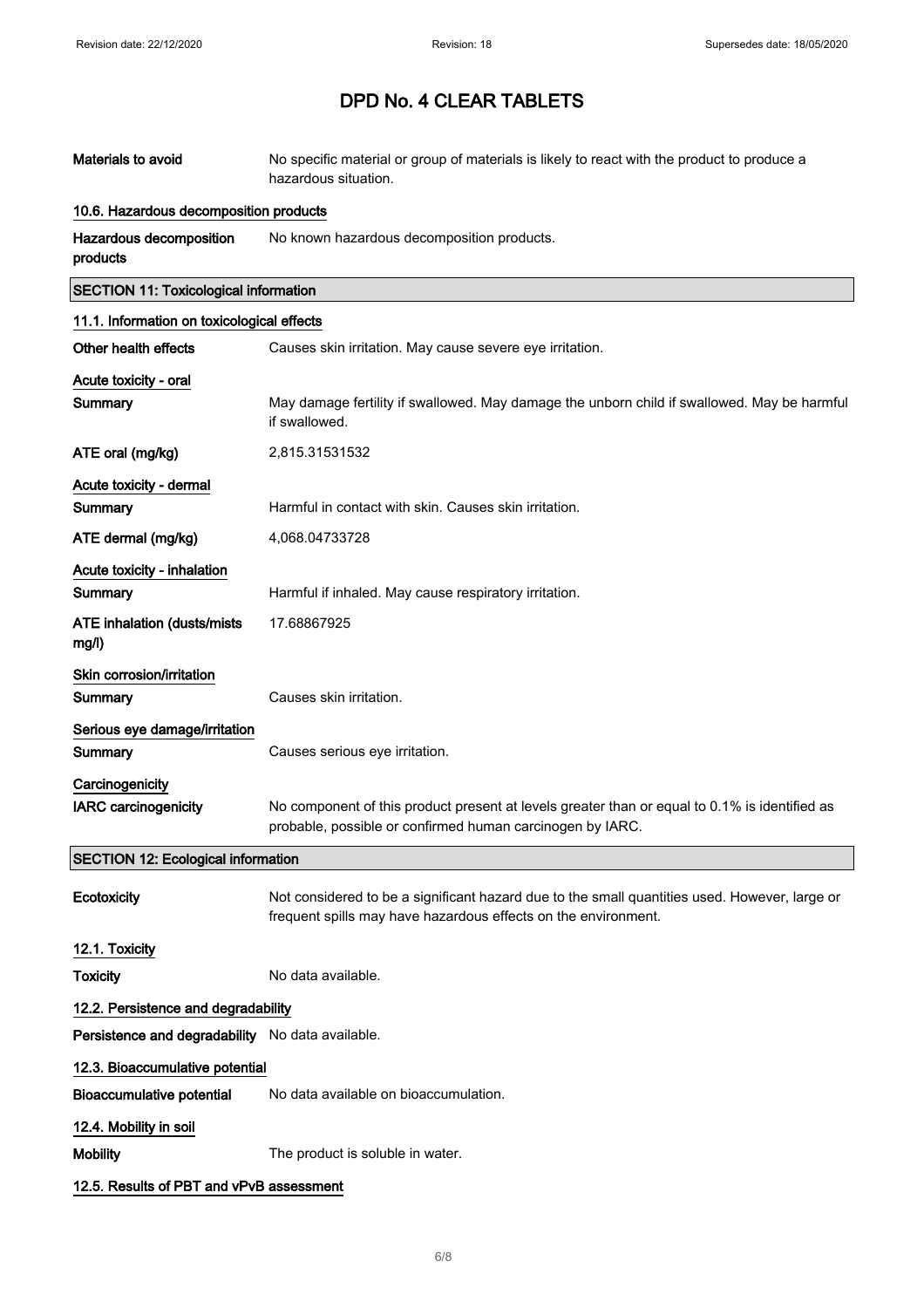**Materials to avoid** No specific material or group of materials is likely to react with the product to produce a hazardous situation.

### 10.6. Hazardous decomposition products

**Hazardous decomposition products** No known hazardous decomposition products.

## SECTION 11: Toxicological information

### 11.1. Information on toxicological effects

**Other health effects** Causes skin irritation. May cause severe eye irritation.

**Acute toxicity - oral**

**Summary** May damage fertility if swallowed. May damage the unborn child if swallowed. May be harmful if swallowed.

**ATE oral (mg/kg)** 2,815.31531532

**Acute toxicity - dermal**

**Summary** Harmful in contact with skin. Causes skin irritation.

**ATE dermal (mg/kg)** 4,068.04733728

**Acute toxicity - inhalation**

**Summary** Harmful if inhaled. May cause respiratory irritation.

**ATE inhalation (dusts/mists mg/l)** 17.68867925

**Skin corrosion/irritation**

**Summary** Causes skin irritation.

**Serious eye damage/irritation**

**Summary** Causes serious eye irritation.

**Carcinogenicity**

**IARC carcinogenicity** No component of this product present at levels greater than or equal to 0.1% is identified as probable, possible or confirmed human carcinogen by IARC.

## SECTION 12: Ecological information

**Ecotoxicity** Not considered to be a significant hazard due to the small quantities used. However, large or frequent spills may have hazardous effects on the environment.

### 12.1. Toxicity

**Toxicity** No data available.

### 12.2. Persistence and degradability

**Persistence and degradability** No data available.

### 12.3. Bioaccumulative potential

**Bioaccumulative potential** No data available on bioaccumulation.

### 12.4. Mobility in soil

**Mobility** The product is soluble in water.

### 12.5. Results of PBT and vPvB assessment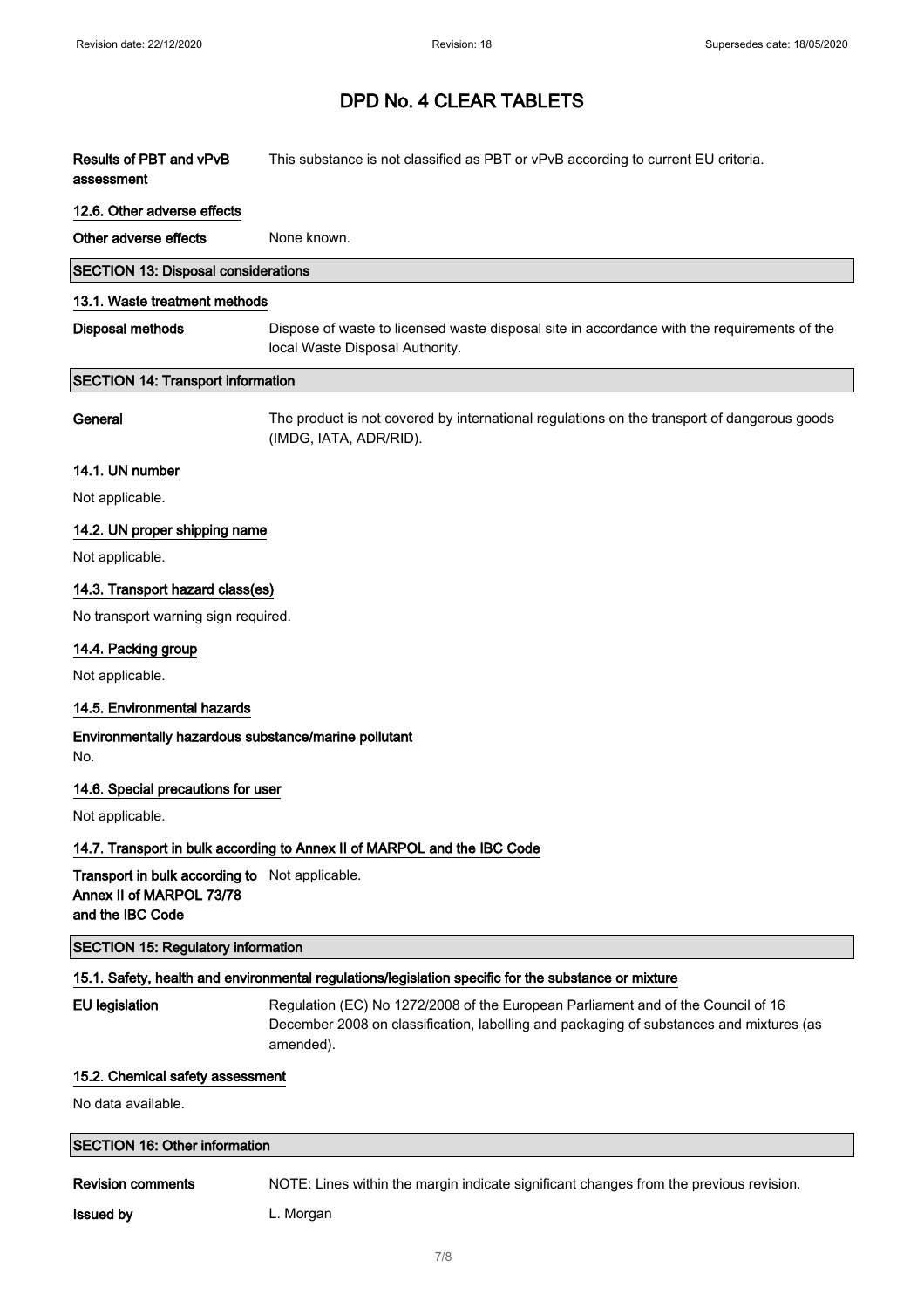# DPD No. 4 CLEAR TABLETS

**Results of PBT and vPvB assessment** This substance is not classified as PBT or vPvB according to current EU criteria.

### 12.6. Other adverse effects

**Other adverse effects** None known.

## SECTION 13: Disposal considerations

### 13.1. Waste treatment methods

**Disposal methods** Dispose of waste to licensed waste disposal site in accordance with the requirements of the local Waste Disposal Authority.

## SECTION 14: Transport information

**General** The product is not covered by international regulations on the transport of dangerous goods (IMDG, IATA, ADR/RID).

### 14.1. UN number

Not applicable.

### 14.2. UN proper shipping name

Not applicable.

### 14.3. Transport hazard class(es)

No transport warning sign required.

### 14.4. Packing group

Not applicable.

### 14.5. Environmental hazards

**Environmentally hazardous substance/marine pollutant**

No.

### 14.6. Special precautions for user

Not applicable.

### 14.7. Transport in bulk according to Annex II of MARPOL and the IBC Code

**Transport in bulk according to Annex II of MARPOL 73/78 and the IBC Code** Not applicable.

## SECTION 15: Regulatory information

### 15.1. Safety, health and environmental regulations/legislation specific for the substance or mixture

**EU legislation** Regulation (EC) No 1272/2008 of the European Parliament and of the Council of 16 December 2008 on classification, labelling and packaging of substances and mixtures (as amended).

### 15.2. Chemical safety assessment

No data available.

## SECTION 16: Other information

**Revision comments** NOTE: Lines within the margin indicate significant changes from the previous revision.

**Issued by** L. Morgan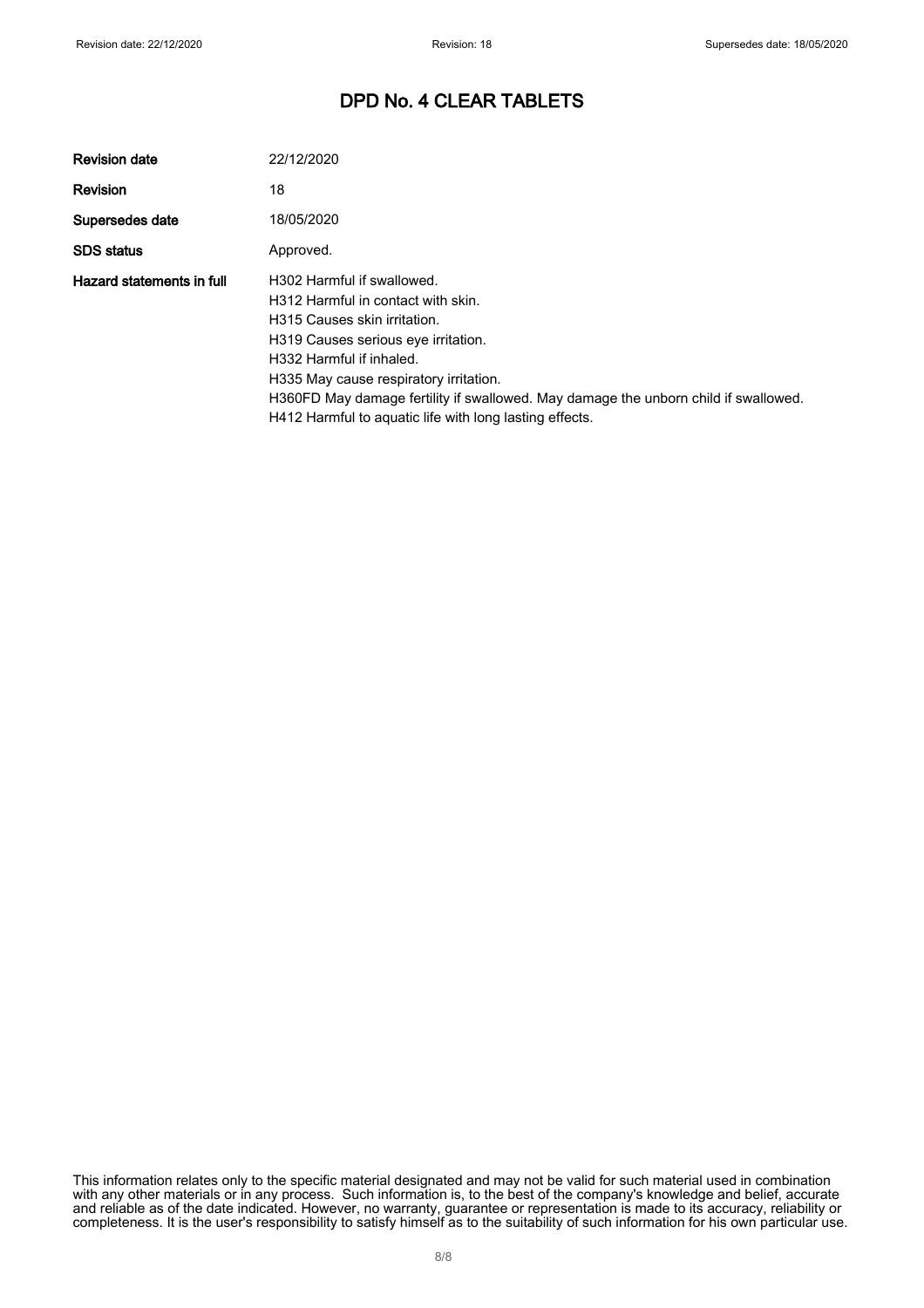# DPD No. 4 CLEAR TABLETS

| | |
|---|---|
| **Revision date** | 22/12/2020 |
| **Revision** | 18 |
| **Supersedes date** | 18/05/2020 |
| **SDS status** | Approved. |
| **Hazard statements in full** | H302 Harmful if swallowed.<br>H312 Harmful in contact with skin.<br>H315 Causes skin irritation.<br>H319 Causes serious eye irritation.<br>H332 Harmful if inhaled.<br>H335 May cause respiratory irritation.<br>H360FD May damage fertility if swallowed. May damage the unborn child if swallowed.<br>H412 Harmful to aquatic life with long lasting effects. |

This information relates only to the specific material designated and may not be valid for such material used in combination with any other materials or in any process. Such information is, to the best of the company's knowledge and belief, accurate and reliable as of the date indicated. However, no warranty, guarantee or representation is made to its accuracy, reliability or completeness. It is the user's responsibility to satisfy himself as to the suitability of such information for his own particular use.